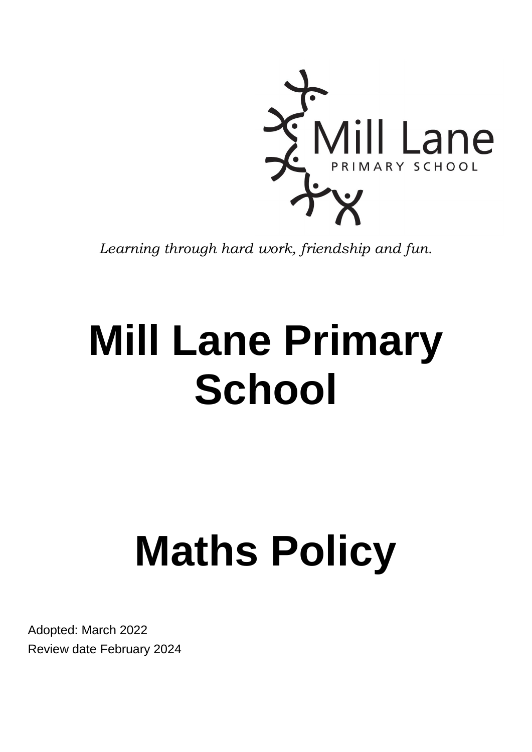Mill Lane

PRIMARY SCHOOL

*Learning through hard work, friendship and fun.*

# Mill Lane Primary School

# Maths Policy

Adopted: March 2022

Review date February 2024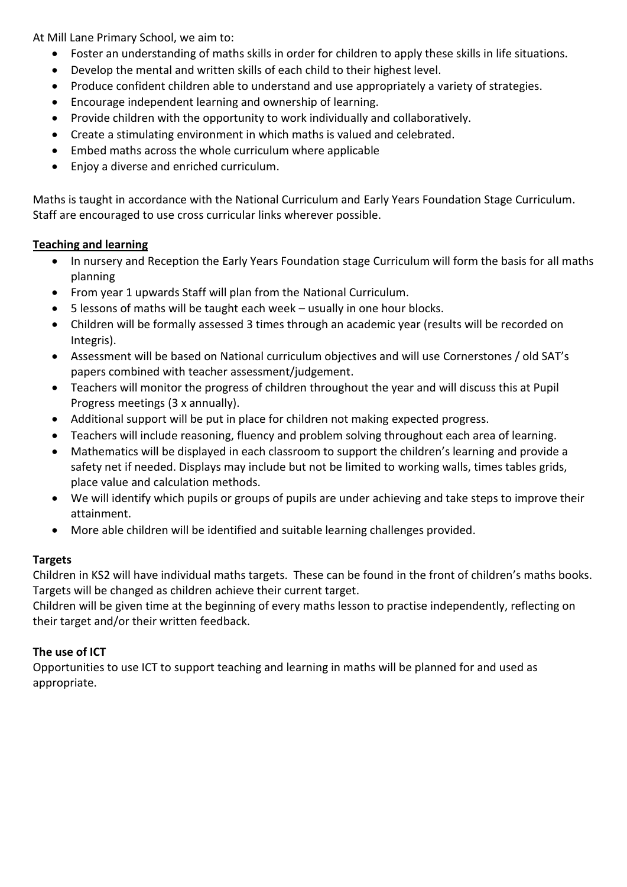At Mill Lane Primary School, we aim to:

- Foster an understanding of maths skills in order for children to apply these skills in life situations.
- Develop the mental and written skills of each child to their highest level.
- Produce confident children able to understand and use appropriately a variety of strategies.
- Encourage independent learning and ownership of learning.
- Provide children with the opportunity to work individually and collaboratively.
- Create a stimulating environment in which maths is valued and celebrated.
- Embed maths across the whole curriculum where applicable
- Enjoy a diverse and enriched curriculum.

Maths is taught in accordance with the National Curriculum and Early Years Foundation Stage Curriculum. Staff are encouraged to use cross curricular links wherever possible.

## Teaching and learning

- In nursery and Reception the Early Years Foundation stage Curriculum will form the basis for all maths planning
- From year 1 upwards Staff will plan from the National Curriculum.
- 5 lessons of maths will be taught each week – usually in one hour blocks.
- Children will be formally assessed 3 times through an academic year (results will be recorded on Integris).
- Assessment will be based on National curriculum objectives and will use Cornerstones / old SAT's papers combined with teacher assessment/judgement.
- Teachers will monitor the progress of children throughout the year and will discuss this at Pupil Progress meetings (3 x annually).
- Additional support will be put in place for children not making expected progress.
- Teachers will include reasoning, fluency and problem solving throughout each area of learning.
- Mathematics will be displayed in each classroom to support the children's learning and provide a safety net if needed. Displays may include but not be limited to working walls, times tables grids, place value and calculation methods.
- We will identify which pupils or groups of pupils are under achieving and take steps to improve their attainment.
- More able children will be identified and suitable learning challenges provided.

## Targets

Children in KS2 will have individual maths targets. These can be found in the front of children's maths books. Targets will be changed as children achieve their current target.

Children will be given time at the beginning of every maths lesson to practise independently, reflecting on their target and/or their written feedback.

## The use of ICT

Opportunities to use ICT to support teaching and learning in maths will be planned for and used as appropriate.